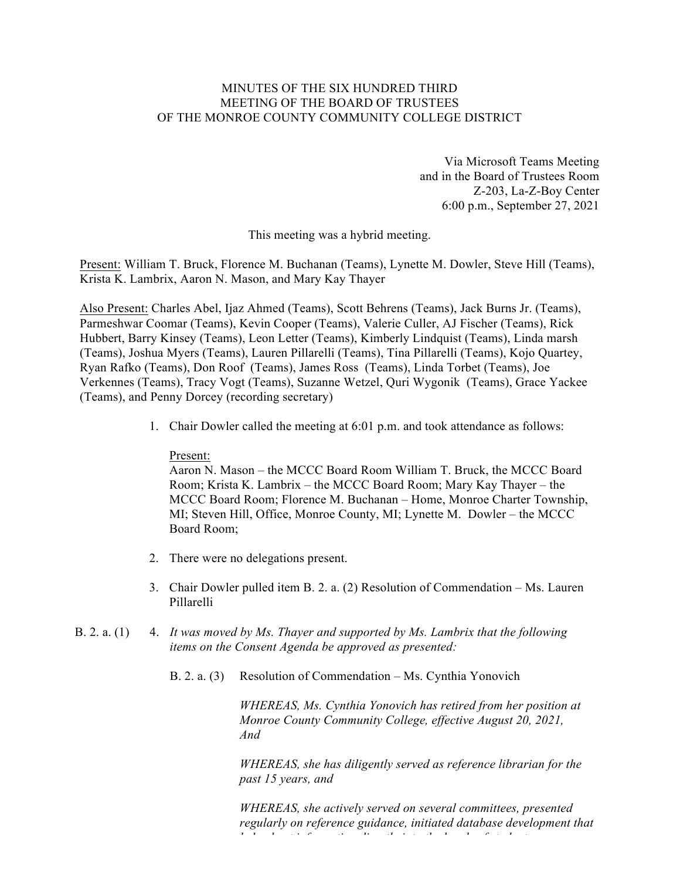MINUTES OF THE SIX HUNDRED THIRD
MEETING OF THE BOARD OF TRUSTEES
OF THE MONROE COUNTY COMMUNITY COLLEGE DISTRICT

Via Microsoft Teams Meeting
and in the Board of Trustees Room
Z-203, La-Z-Boy Center
6:00 p.m., September 27, 2021

This meeting was a hybrid meeting.

Present: William T. Bruck, Florence M. Buchanan (Teams), Lynette M. Dowler, Steve Hill (Teams), Krista K. Lambrix, Aaron N. Mason, and Mary Kay Thayer

Also Present: Charles Abel, Ijaz Ahmed (Teams), Scott Behrens (Teams), Jack Burns Jr. (Teams), Parmeshwar Coomar (Teams), Kevin Cooper (Teams), Valerie Culler, AJ Fischer (Teams), Rick Hubbert, Barry Kinsey (Teams), Leon Letter (Teams), Kimberly Lindquist (Teams), Linda marsh (Teams), Joshua Myers (Teams), Lauren Pillarelli (Teams), Tina Pillarelli (Teams), Kojo Quartey, Ryan Rafko (Teams), Don Roof (Teams), James Ross (Teams), Linda Torbet (Teams), Joe Verkennes (Teams), Tracy Vogt (Teams), Suzanne Wetzel, Quri Wygonik (Teams), Grace Yackee (Teams), and Penny Dorcey (recording secretary)

1. Chair Dowler called the meeting at 6:01 p.m. and took attendance as follows:

   Present:
   Aaron N. Mason – the MCCC Board Room William T. Bruck, the MCCC Board Room; Krista K. Lambrix – the MCCC Board Room; Mary Kay Thayer – the MCCC Board Room; Florence M. Buchanan – Home, Monroe Charter Township, MI; Steven Hill, Office, Monroe County, MI; Lynette M. Dowler – the MCCC Board Room;

2. There were no delegations present.

3. Chair Dowler pulled item B. 2. a. (2) Resolution of Commendation – Ms. Lauren Pillarelli

B. 2. a. (1) 4. *It was moved by Ms. Thayer and supported by Ms. Lambrix that the following items on the Consent Agenda be approved as presented:*

   B. 2. a. (3) Resolution of Commendation – Ms. Cynthia Yonovich

   *WHEREAS, Ms. Cynthia Yonovich has retired from her position at Monroe County Community College, effective August 20, 2021, And*

   *WHEREAS, she has diligently served as reference librarian for the past 15 years, and*

   *WHEREAS, she actively served on several committees, presented regularly on reference guidance, initiated database development that*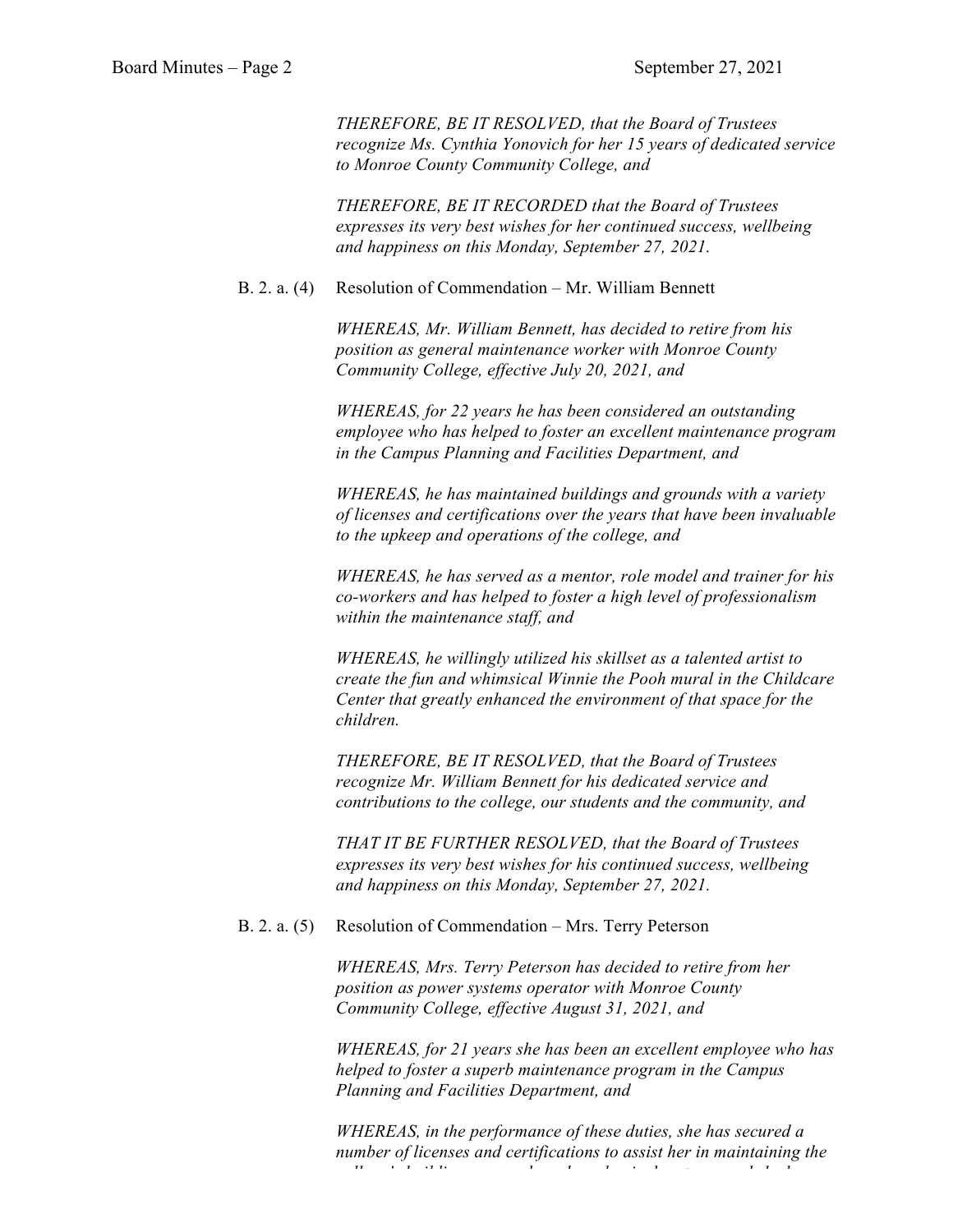*THEREFORE, BE IT RESOLVED, that the Board of Trustees recognize Ms. Cynthia Yonovich for her 15 years of dedicated service to Monroe County Community College, and*

*THEREFORE, BE IT RECORDED that the Board of Trustees expresses its very best wishes for her continued success, wellbeing and happiness on this Monday, September 27, 2021.*

B. 2. a. (4) Resolution of Commendation – Mr. William Bennett

*WHEREAS, Mr. William Bennett, has decided to retire from his position as general maintenance worker with Monroe County Community College, effective July 20, 2021, and*

*WHEREAS, for 22 years he has been considered an outstanding employee who has helped to foster an excellent maintenance program in the Campus Planning and Facilities Department, and*

*WHEREAS, he has maintained buildings and grounds with a variety of licenses and certifications over the years that have been invaluable to the upkeep and operations of the college, and*

*WHEREAS, he has served as a mentor, role model and trainer for his co-workers and has helped to foster a high level of professionalism within the maintenance staff, and*

*WHEREAS, he willingly utilized his skillset as a talented artist to create the fun and whimsical Winnie the Pooh mural in the Childcare Center that greatly enhanced the environment of that space for the children.*

*THEREFORE, BE IT RESOLVED, that the Board of Trustees recognize Mr. William Bennett for his dedicated service and contributions to the college, our students and the community, and*

*THAT IT BE FURTHER RESOLVED, that the Board of Trustees expresses its very best wishes for his continued success, wellbeing and happiness on this Monday, September 27, 2021.*

B. 2. a. (5) Resolution of Commendation – Mrs. Terry Peterson

*WHEREAS, Mrs. Terry Peterson has decided to retire from her position as power systems operator with Monroe County Community College, effective August 31, 2021, and*

*WHEREAS, for 21 years she has been an excellent employee who has helped to foster a superb maintenance program in the Campus Planning and Facilities Department, and*

*WHEREAS, in the performance of these duties, she has secured a number of licenses and certifications to assist her in maintaining the*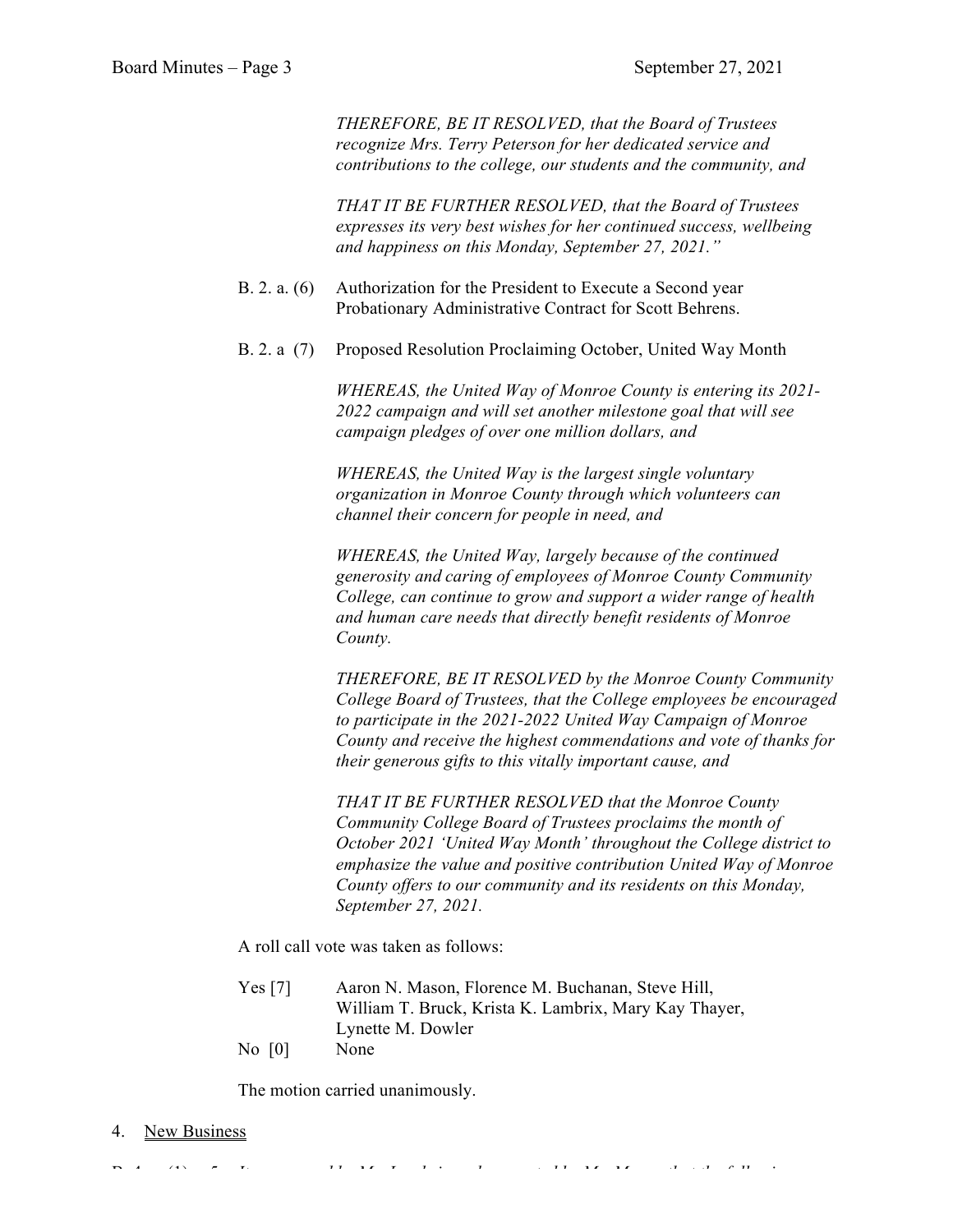*THEREFORE, BE IT RESOLVED, that the Board of Trustees recognize Mrs. Terry Peterson for her dedicated service and contributions to the college, our students and the community, and*

*THAT IT BE FURTHER RESOLVED, that the Board of Trustees expresses its very best wishes for her continued success, wellbeing and happiness on this Monday, September 27, 2021."*

B. 2. a. (6) Authorization for the President to Execute a Second year Probationary Administrative Contract for Scott Behrens.

B. 2. a (7) Proposed Resolution Proclaiming October, United Way Month

*WHEREAS, the United Way of Monroe County is entering its 2021-2022 campaign and will set another milestone goal that will see campaign pledges of over one million dollars, and*

*WHEREAS, the United Way is the largest single voluntary organization in Monroe County through which volunteers can channel their concern for people in need, and*

*WHEREAS, the United Way, largely because of the continued generosity and caring of employees of Monroe County Community College, can continue to grow and support a wider range of health and human care needs that directly benefit residents of Monroe County.*

*THEREFORE, BE IT RESOLVED by the Monroe County Community College Board of Trustees, that the College employees be encouraged to participate in the 2021-2022 United Way Campaign of Monroe County and receive the highest commendations and vote of thanks for their generous gifts to this vitally important cause, and*

*THAT IT BE FURTHER RESOLVED that the Monroe County Community College Board of Trustees proclaims the month of October 2021 'United Way Month' throughout the College district to emphasize the value and positive contribution United Way of Monroe County offers to our community and its residents on this Monday, September 27, 2021.*

A roll call vote was taken as follows:

Yes [7] Aaron N. Mason, Florence M. Buchanan, Steve Hill, William T. Bruck, Krista K. Lambrix, Mary Kay Thayer, Lynette M. Dowler

No [0] None

The motion carried unanimously.

4. <u>New Business</u>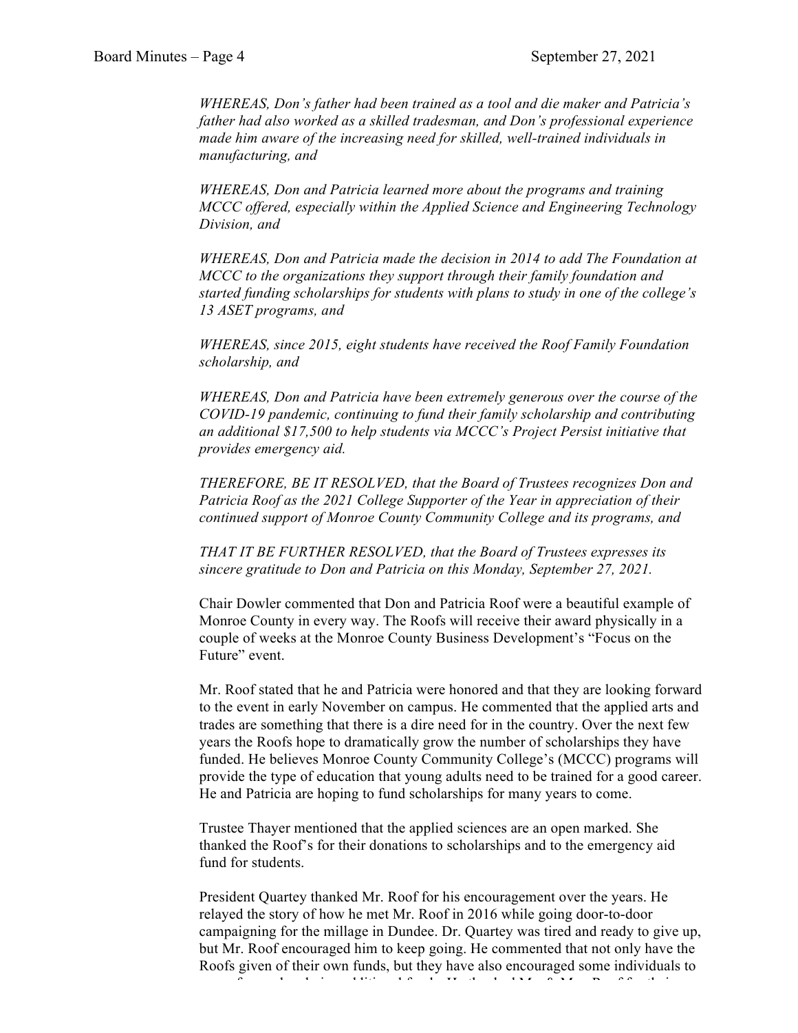*WHEREAS, Don's father had been trained as a tool and die maker and Patricia's father had also worked as a skilled tradesman, and Don's professional experience made him aware of the increasing need for skilled, well-trained individuals in manufacturing, and*

*WHEREAS, Don and Patricia learned more about the programs and training MCCC offered, especially within the Applied Science and Engineering Technology Division, and*

*WHEREAS, Don and Patricia made the decision in 2014 to add The Foundation at MCCC to the organizations they support through their family foundation and started funding scholarships for students with plans to study in one of the college's 13 ASET programs, and*

*WHEREAS, since 2015, eight students have received the Roof Family Foundation scholarship, and*

*WHEREAS, Don and Patricia have been extremely generous over the course of the COVID-19 pandemic, continuing to fund their family scholarship and contributing an additional $17,500 to help students via MCCC's Project Persist initiative that provides emergency aid.*

*THEREFORE, BE IT RESOLVED, that the Board of Trustees recognizes Don and Patricia Roof as the 2021 College Supporter of the Year in appreciation of their continued support of Monroe County Community College and its programs, and*

*THAT IT BE FURTHER RESOLVED, that the Board of Trustees expresses its sincere gratitude to Don and Patricia on this Monday, September 27, 2021.*

Chair Dowler commented that Don and Patricia Roof were a beautiful example of Monroe County in every way. The Roofs will receive their award physically in a couple of weeks at the Monroe County Business Development's "Focus on the Future" event.

Mr. Roof stated that he and Patricia were honored and that they are looking forward to the event in early November on campus. He commented that the applied arts and trades are something that there is a dire need for in the country. Over the next few years the Roofs hope to dramatically grow the number of scholarships they have funded. He believes Monroe County Community College's (MCCC) programs will provide the type of education that young adults need to be trained for a good career. He and Patricia are hoping to fund scholarships for many years to come.

Trustee Thayer mentioned that the applied sciences are an open marked. She thanked the Roof's for their donations to scholarships and to the emergency aid fund for students.

President Quartey thanked Mr. Roof for his encouragement over the years. He relayed the story of how he met Mr. Roof in 2016 while going door-to-door campaigning for the millage in Dundee. Dr. Quartey was tired and ready to give up, but Mr. Roof encouraged him to keep going. He commented that not only have the Roofs given of their own funds, but they have also encouraged some individuals to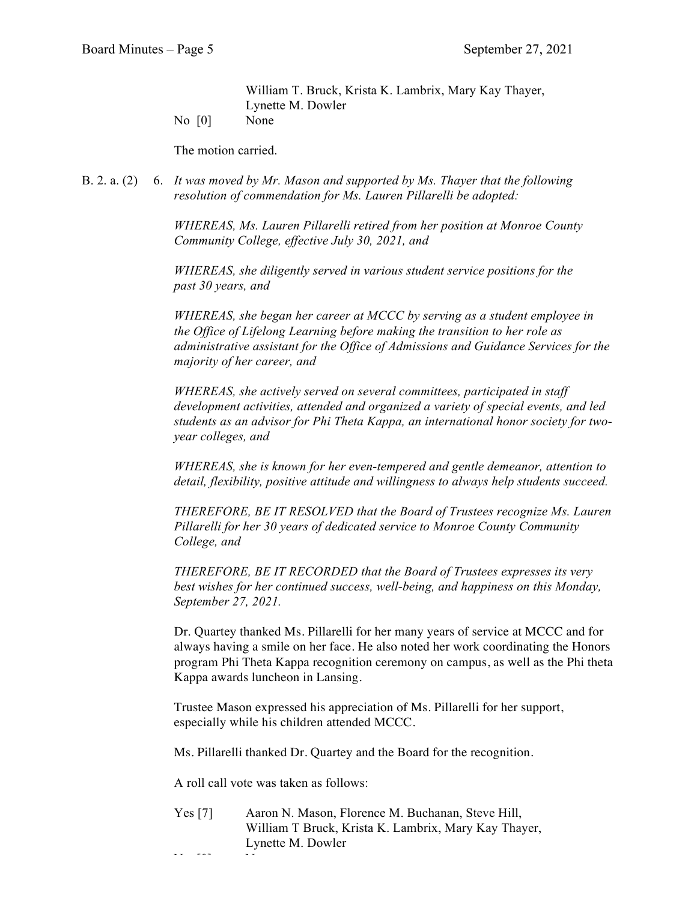William T. Bruck, Krista K. Lambrix, Mary Kay Thayer, Lynette M. Dowler

No [0] None

The motion carried.

B. 2. a. (2) 6. *It was moved by Mr. Mason and supported by Ms. Thayer that the following resolution of commendation for Ms. Lauren Pillarelli be adopted:*

*WHEREAS, Ms. Lauren Pillarelli retired from her position at Monroe County Community College, effective July 30, 2021, and*

*WHEREAS, she diligently served in various student service positions for the past 30 years, and*

*WHEREAS, she began her career at MCCC by serving as a student employee in the Office of Lifelong Learning before making the transition to her role as administrative assistant for the Office of Admissions and Guidance Services for the majority of her career, and*

*WHEREAS, she actively served on several committees, participated in staff development activities, attended and organized a variety of special events, and led students as an advisor for Phi Theta Kappa, an international honor society for two-year colleges, and*

*WHEREAS, she is known for her even-tempered and gentle demeanor, attention to detail, flexibility, positive attitude and willingness to always help students succeed.*

*THEREFORE, BE IT RESOLVED that the Board of Trustees recognize Ms. Lauren Pillarelli for her 30 years of dedicated service to Monroe County Community College, and*

*THEREFORE, BE IT RECORDED that the Board of Trustees expresses its very best wishes for her continued success, well-being, and happiness on this Monday, September 27, 2021.*

Dr. Quartey thanked Ms. Pillarelli for her many years of service at MCCC and for always having a smile on her face. He also noted her work coordinating the Honors program Phi Theta Kappa recognition ceremony on campus, as well as the Phi theta Kappa awards luncheon in Lansing.

Trustee Mason expressed his appreciation of Ms. Pillarelli for her support, especially while his children attended MCCC.

Ms. Pillarelli thanked Dr. Quartey and the Board for the recognition.

A roll call vote was taken as follows:

Yes [7] Aaron N. Mason, Florence M. Buchanan, Steve Hill, William T Bruck, Krista K. Lambrix, Mary Kay Thayer, Lynette M. Dowler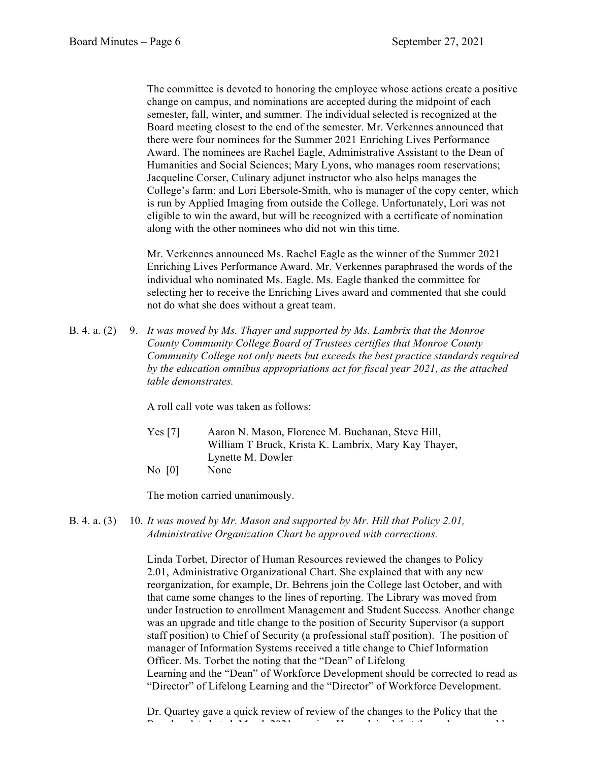The committee is devoted to honoring the employee whose actions create a positive change on campus, and nominations are accepted during the midpoint of each semester, fall, winter, and summer. The individual selected is recognized at the Board meeting closest to the end of the semester. Mr. Verkennes announced that there were four nominees for the Summer 2021 Enriching Lives Performance Award. The nominees are Rachel Eagle, Administrative Assistant to the Dean of Humanities and Social Sciences; Mary Lyons, who manages room reservations; Jacqueline Corser, Culinary adjunct instructor who also helps manages the College's farm; and Lori Ebersole-Smith, who is manager of the copy center, which is run by Applied Imaging from outside the College. Unfortunately, Lori was not eligible to win the award, but will be recognized with a certificate of nomination along with the other nominees who did not win this time.

Mr. Verkennes announced Ms. Rachel Eagle as the winner of the Summer 2021 Enriching Lives Performance Award. Mr. Verkennes paraphrased the words of the individual who nominated Ms. Eagle. Ms. Eagle thanked the committee for selecting her to receive the Enriching Lives award and commented that she could not do what she does without a great team.

B. 4. a. (2) 9. *It was moved by Ms. Thayer and supported by Ms. Lambrix that the Monroe County Community College Board of Trustees certifies that Monroe County Community College not only meets but exceeds the best practice standards required by the education omnibus appropriations act for fiscal year 2021, as the attached table demonstrates.*

A roll call vote was taken as follows:

Yes [7] Aaron N. Mason, Florence M. Buchanan, Steve Hill, William T Bruck, Krista K. Lambrix, Mary Kay Thayer, Lynette M. Dowler

No [0] None

The motion carried unanimously.

B. 4. a. (3) 10. *It was moved by Mr. Mason and supported by Mr. Hill that Policy 2.01, Administrative Organization Chart be approved with corrections.*

Linda Torbet, Director of Human Resources reviewed the changes to Policy 2.01, Administrative Organizational Chart. She explained that with any new reorganization, for example, Dr. Behrens join the College last October, and with that came some changes to the lines of reporting. The Library was moved from under Instruction to enrollment Management and Student Success. Another change was an upgrade and title change to the position of Security Supervisor (a support staff position) to Chief of Security (a professional staff position). The position of manager of Information Systems received a title change to Chief Information Officer. Ms. Torbet the noting that the "Dean" of Lifelong Learning and the "Dean" of Workforce Development should be corrected to read as "Director" of Lifelong Learning and the "Director" of Workforce Development.

Dr. Quartey gave a quick review of review of the changes to the Policy that the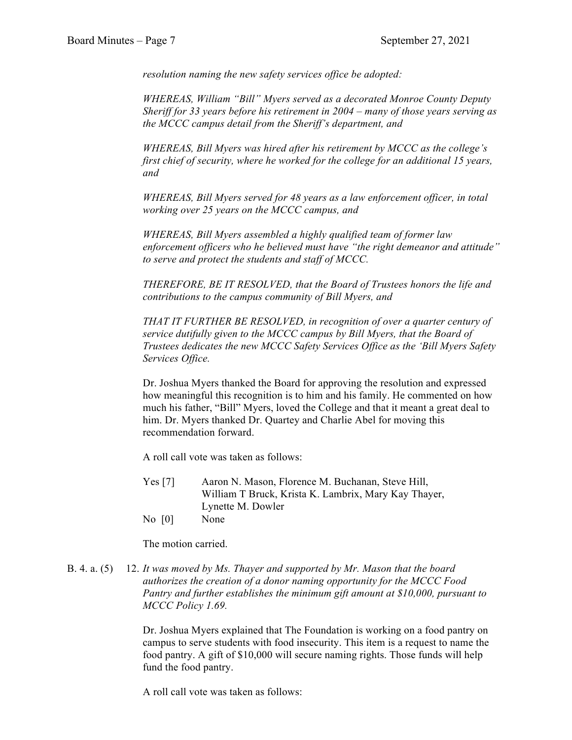*resolution naming the new safety services office be adopted:*

*WHEREAS, William "Bill" Myers served as a decorated Monroe County Deputy Sheriff for 33 years before his retirement in 2004 – many of those years serving as the MCCC campus detail from the Sheriff's department, and*

*WHEREAS, Bill Myers was hired after his retirement by MCCC as the college's first chief of security, where he worked for the college for an additional 15 years, and*

*WHEREAS, Bill Myers served for 48 years as a law enforcement officer, in total working over 25 years on the MCCC campus, and*

*WHEREAS, Bill Myers assembled a highly qualified team of former law enforcement officers who he believed must have "the right demeanor and attitude" to serve and protect the students and staff of MCCC.*

*THEREFORE, BE IT RESOLVED, that the Board of Trustees honors the life and contributions to the campus community of Bill Myers, and*

*THAT IT FURTHER BE RESOLVED, in recognition of over a quarter century of service dutifully given to the MCCC campus by Bill Myers, that the Board of Trustees dedicates the new MCCC Safety Services Office as the 'Bill Myers Safety Services Office.*

Dr. Joshua Myers thanked the Board for approving the resolution and expressed how meaningful this recognition is to him and his family. He commented on how much his father, "Bill" Myers, loved the College and that it meant a great deal to him. Dr. Myers thanked Dr. Quartey and Charlie Abel for moving this recommendation forward.

A roll call vote was taken as follows:

Yes [7] Aaron N. Mason, Florence M. Buchanan, Steve Hill, William T Bruck, Krista K. Lambrix, Mary Kay Thayer, Lynette M. Dowler

No [0] None

The motion carried.

B. 4. a. (5) 12. *It was moved by Ms. Thayer and supported by Mr. Mason that the board authorizes the creation of a donor naming opportunity for the MCCC Food Pantry and further establishes the minimum gift amount at $10,000, pursuant to MCCC Policy 1.69.*

Dr. Joshua Myers explained that The Foundation is working on a food pantry on campus to serve students with food insecurity. This item is a request to name the food pantry. A gift of $10,000 will secure naming rights. Those funds will help fund the food pantry.

A roll call vote was taken as follows: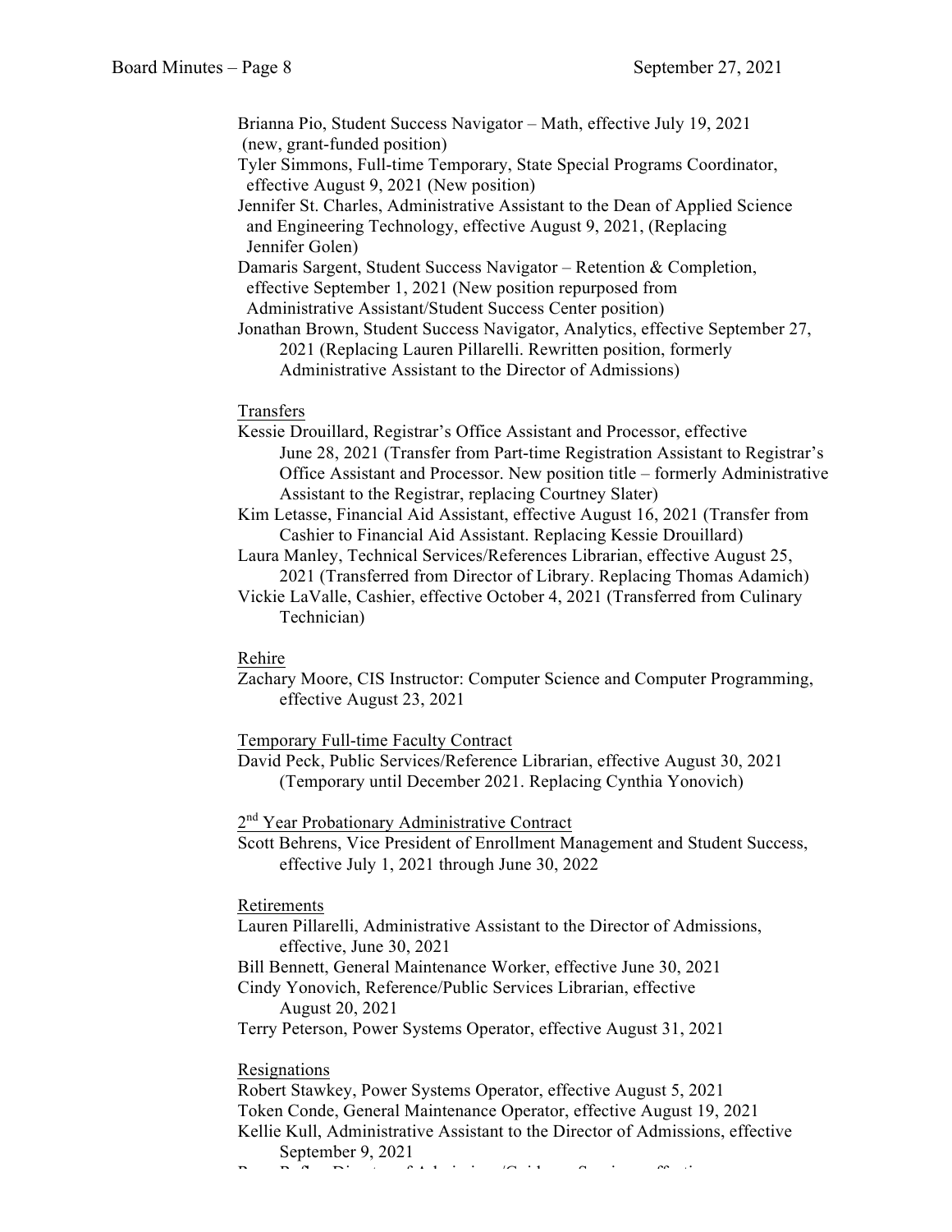Brianna Pio, Student Success Navigator – Math, effective July 19, 2021 (new, grant-funded position)

Tyler Simmons, Full-time Temporary, State Special Programs Coordinator, effective August 9, 2021 (New position)

Jennifer St. Charles, Administrative Assistant to the Dean of Applied Science and Engineering Technology, effective August 9, 2021, (Replacing Jennifer Golen)

Damaris Sargent, Student Success Navigator – Retention & Completion, effective September 1, 2021 (New position repurposed from Administrative Assistant/Student Success Center position)

Jonathan Brown, Student Success Navigator, Analytics, effective September 27, 2021 (Replacing Lauren Pillarelli. Rewritten position, formerly Administrative Assistant to the Director of Admissions)

Transfers

Kessie Drouillard, Registrar's Office Assistant and Processor, effective June 28, 2021 (Transfer from Part-time Registration Assistant to Registrar's Office Assistant and Processor. New position title – formerly Administrative Assistant to the Registrar, replacing Courtney Slater)

Kim Letasse, Financial Aid Assistant, effective August 16, 2021 (Transfer from Cashier to Financial Aid Assistant. Replacing Kessie Drouillard)

Laura Manley, Technical Services/References Librarian, effective August 25, 2021 (Transferred from Director of Library. Replacing Thomas Adamich)

Vickie LaValle, Cashier, effective October 4, 2021 (Transferred from Culinary Technician)

Rehire

Zachary Moore, CIS Instructor: Computer Science and Computer Programming, effective August 23, 2021

Temporary Full-time Faculty Contract

David Peck, Public Services/Reference Librarian, effective August 30, 2021 (Temporary until December 2021. Replacing Cynthia Yonovich)

2nd Year Probationary Administrative Contract

Scott Behrens, Vice President of Enrollment Management and Student Success, effective July 1, 2021 through June 30, 2022

Retirements

Lauren Pillarelli, Administrative Assistant to the Director of Admissions, effective, June 30, 2021

Bill Bennett, General Maintenance Worker, effective June 30, 2021

Cindy Yonovich, Reference/Public Services Librarian, effective August 20, 2021

Terry Peterson, Power Systems Operator, effective August 31, 2021

Resignations

Robert Stawkey, Power Systems Operator, effective August 5, 2021

Token Conde, General Maintenance Operator, effective August 19, 2021

Kellie Kull, Administrative Assistant to the Director of Admissions, effective September 9, 2021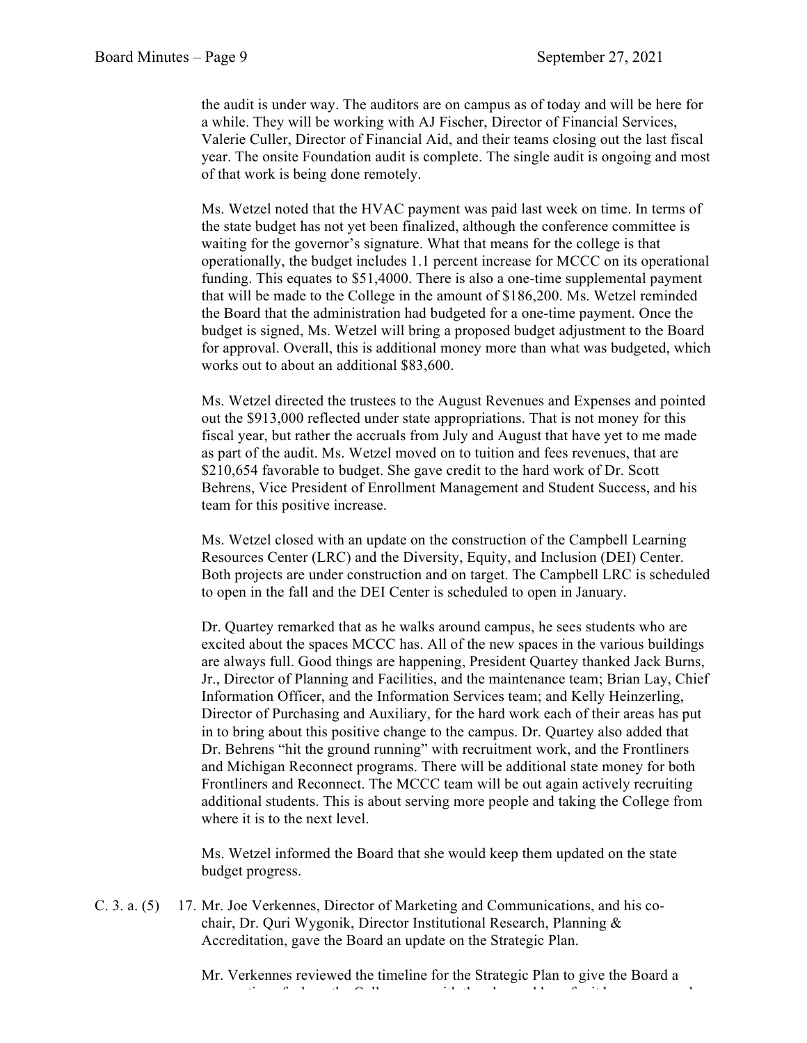the audit is under way. The auditors are on campus as of today and will be here for a while. They will be working with AJ Fischer, Director of Financial Services, Valerie Culler, Director of Financial Aid, and their teams closing out the last fiscal year. The onsite Foundation audit is complete. The single audit is ongoing and most of that work is being done remotely.

Ms. Wetzel noted that the HVAC payment was paid last week on time. In terms of the state budget has not yet been finalized, although the conference committee is waiting for the governor's signature. What that means for the college is that operationally, the budget includes 1.1 percent increase for MCCC on its operational funding. This equates to $51,4000. There is also a one-time supplemental payment that will be made to the College in the amount of $186,200. Ms. Wetzel reminded the Board that the administration had budgeted for a one-time payment. Once the budget is signed, Ms. Wetzel will bring a proposed budget adjustment to the Board for approval. Overall, this is additional money more than what was budgeted, which works out to about an additional $83,600.

Ms. Wetzel directed the trustees to the August Revenues and Expenses and pointed out the $913,000 reflected under state appropriations. That is not money for this fiscal year, but rather the accruals from July and August that have yet to me made as part of the audit. Ms. Wetzel moved on to tuition and fees revenues, that are $210,654 favorable to budget. She gave credit to the hard work of Dr. Scott Behrens, Vice President of Enrollment Management and Student Success, and his team for this positive increase.

Ms. Wetzel closed with an update on the construction of the Campbell Learning Resources Center (LRC) and the Diversity, Equity, and Inclusion (DEI) Center. Both projects are under construction and on target. The Campbell LRC is scheduled to open in the fall and the DEI Center is scheduled to open in January.

Dr. Quartey remarked that as he walks around campus, he sees students who are excited about the spaces MCCC has. All of the new spaces in the various buildings are always full. Good things are happening, President Quartey thanked Jack Burns, Jr., Director of Planning and Facilities, and the maintenance team; Brian Lay, Chief Information Officer, and the Information Services team; and Kelly Heinzerling, Director of Purchasing and Auxiliary, for the hard work each of their areas has put in to bring about this positive change to the campus. Dr. Quartey also added that Dr. Behrens "hit the ground running" with recruitment work, and the Frontliners and Michigan Reconnect programs. There will be additional state money for both Frontliners and Reconnect. The MCCC team will be out again actively recruiting additional students. This is about serving more people and taking the College from where it is to the next level.

Ms. Wetzel informed the Board that she would keep them updated on the state budget progress.

C. 3. a. (5) 17. Mr. Joe Verkennes, Director of Marketing and Communications, and his co-chair, Dr. Quri Wygonik, Director Institutional Research, Planning & Accreditation, gave the Board an update on the Strategic Plan.

Mr. Verkennes reviewed the timeline for the Strategic Plan to give the Board a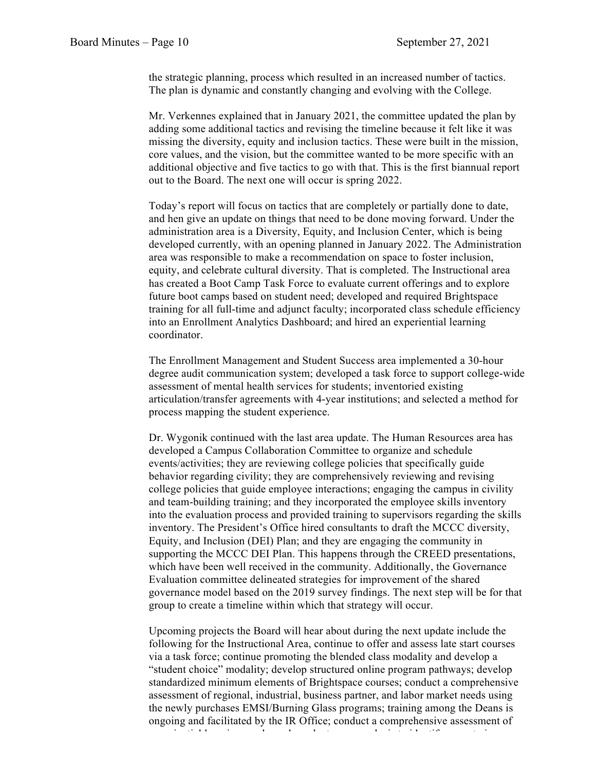the strategic planning, process which resulted in an increased number of tactics. The plan is dynamic and constantly changing and evolving with the College.

Mr. Verkennes explained that in January 2021, the committee updated the plan by adding some additional tactics and revising the timeline because it felt like it was missing the diversity, equity and inclusion tactics. These were built in the mission, core values, and the vision, but the committee wanted to be more specific with an additional objective and five tactics to go with that. This is the first biannual report out to the Board. The next one will occur is spring 2022.

Today's report will focus on tactics that are completely or partially done to date, and hen give an update on things that need to be done moving forward. Under the administration area is a Diversity, Equity, and Inclusion Center, which is being developed currently, with an opening planned in January 2022. The Administration area was responsible to make a recommendation on space to foster inclusion, equity, and celebrate cultural diversity. That is completed. The Instructional area has created a Boot Camp Task Force to evaluate current offerings and to explore future boot camps based on student need; developed and required Brightspace training for all full-time and adjunct faculty; incorporated class schedule efficiency into an Enrollment Analytics Dashboard; and hired an experiential learning coordinator.

The Enrollment Management and Student Success area implemented a 30-hour degree audit communication system; developed a task force to support college-wide assessment of mental health services for students; inventoried existing articulation/transfer agreements with 4-year institutions; and selected a method for process mapping the student experience.

Dr. Wygonik continued with the last area update. The Human Resources area has developed a Campus Collaboration Committee to organize and schedule events/activities; they are reviewing college policies that specifically guide behavior regarding civility; they are comprehensively reviewing and revising college policies that guide employee interactions; engaging the campus in civility and team-building training; and they incorporated the employee skills inventory into the evaluation process and provided training to supervisors regarding the skills inventory. The President's Office hired consultants to draft the MCCC diversity, Equity, and Inclusion (DEI) Plan; and they are engaging the community in supporting the MCCC DEI Plan. This happens through the CREED presentations, which have been well received in the community. Additionally, the Governance Evaluation committee delineated strategies for improvement of the shared governance model based on the 2019 survey findings. The next step will be for that group to create a timeline within which that strategy will occur.

Upcoming projects the Board will hear about during the next update include the following for the Instructional Area, continue to offer and assess late start courses via a task force; continue promoting the blended class modality and develop a "student choice" modality; develop structured online program pathways; develop standardized minimum elements of Brightspace courses; conduct a comprehensive assessment of regional, industrial, business partner, and labor market needs using the newly purchases EMSI/Burning Glass programs; training among the Deans is ongoing and facilitated by the IR Office; conduct a comprehensive assessment of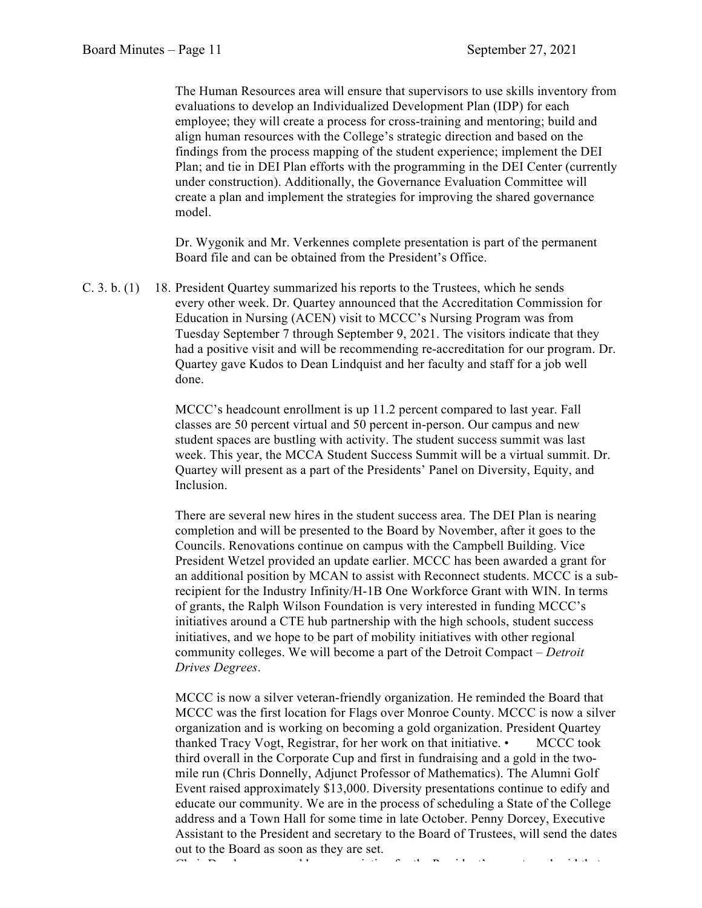The Human Resources area will ensure that supervisors to use skills inventory from evaluations to develop an Individualized Development Plan (IDP) for each employee; they will create a process for cross-training and mentoring; build and align human resources with the College's strategic direction and based on the findings from the process mapping of the student experience; implement the DEI Plan; and tie in DEI Plan efforts with the programming in the DEI Center (currently under construction). Additionally, the Governance Evaluation Committee will create a plan and implement the strategies for improving the shared governance model.

Dr. Wygonik and Mr. Verkennes complete presentation is part of the permanent Board file and can be obtained from the President's Office.

C. 3. b. (1) 18. President Quartey summarized his reports to the Trustees, which he sends every other week. Dr. Quartey announced that the Accreditation Commission for Education in Nursing (ACEN) visit to MCCC's Nursing Program was from Tuesday September 7 through September 9, 2021. The visitors indicate that they had a positive visit and will be recommending re-accreditation for our program. Dr. Quartey gave Kudos to Dean Lindquist and her faculty and staff for a job well done.

MCCC's headcount enrollment is up 11.2 percent compared to last year. Fall classes are 50 percent virtual and 50 percent in-person. Our campus and new student spaces are bustling with activity. The student success summit was last week. This year, the MCCA Student Success Summit will be a virtual summit. Dr. Quartey will present as a part of the Presidents' Panel on Diversity, Equity, and Inclusion.

There are several new hires in the student success area. The DEI Plan is nearing completion and will be presented to the Board by November, after it goes to the Councils. Renovations continue on campus with the Campbell Building. Vice President Wetzel provided an update earlier. MCCC has been awarded a grant for an additional position by MCAN to assist with Reconnect students. MCCC is a sub-recipient for the Industry Infinity/H-1B One Workforce Grant with WIN. In terms of grants, the Ralph Wilson Foundation is very interested in funding MCCC's initiatives around a CTE hub partnership with the high schools, student success initiatives, and we hope to be part of mobility initiatives with other regional community colleges. We will become a part of the Detroit Compact – *Detroit Drives Degrees*.

MCCC is now a silver veteran-friendly organization. He reminded the Board that MCCC was the first location for Flags over Monroe County. MCCC is now a silver organization and is working on becoming a gold organization. President Quartey thanked Tracy Vogt, Registrar, for her work on that initiative. • MCCC took third overall in the Corporate Cup and first in fundraising and a gold in the two-mile run (Chris Donnelly, Adjunct Professor of Mathematics). The Alumni Golf Event raised approximately $13,000. Diversity presentations continue to edify and educate our community. We are in the process of scheduling a State of the College address and a Town Hall for some time in late October. Penny Dorcey, Executive Assistant to the President and secretary to the Board of Trustees, will send the dates out to the Board as soon as they are set.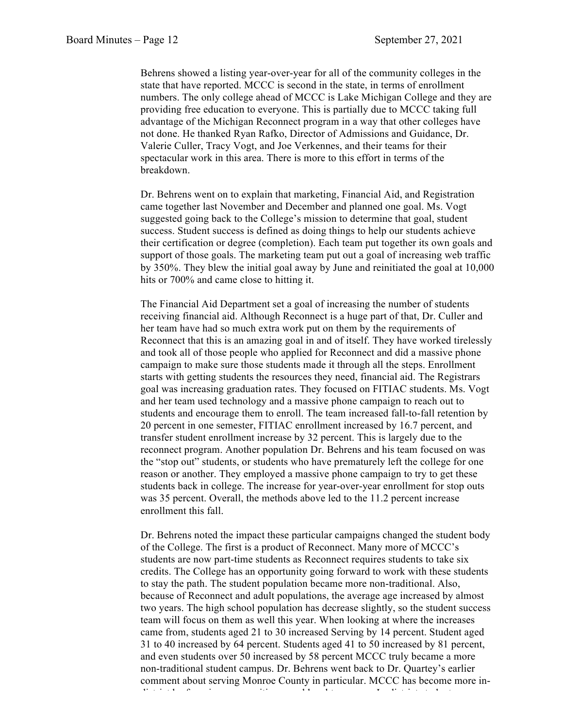Behrens showed a listing year-over-year for all of the community colleges in the state that have reported. MCCC is second in the state, in terms of enrollment numbers. The only college ahead of MCCC is Lake Michigan College and they are providing free education to everyone. This is partially due to MCCC taking full advantage of the Michigan Reconnect program in a way that other colleges have not done. He thanked Ryan Rafko, Director of Admissions and Guidance, Dr. Valerie Culler, Tracy Vogt, and Joe Verkennes, and their teams for their spectacular work in this area. There is more to this effort in terms of the breakdown.

Dr. Behrens went on to explain that marketing, Financial Aid, and Registration came together last November and December and planned one goal. Ms. Vogt suggested going back to the College's mission to determine that goal, student success. Student success is defined as doing things to help our students achieve their certification or degree (completion). Each team put together its own goals and support of those goals. The marketing team put out a goal of increasing web traffic by 350%. They blew the initial goal away by June and reinitiated the goal at 10,000 hits or 700% and came close to hitting it.

The Financial Aid Department set a goal of increasing the number of students receiving financial aid. Although Reconnect is a huge part of that, Dr. Culler and her team have had so much extra work put on them by the requirements of Reconnect that this is an amazing goal in and of itself. They have worked tirelessly and took all of those people who applied for Reconnect and did a massive phone campaign to make sure those students made it through all the steps. Enrollment starts with getting students the resources they need, financial aid. The Registrars goal was increasing graduation rates. They focused on FITIAC students. Ms. Vogt and her team used technology and a massive phone campaign to reach out to students and encourage them to enroll. The team increased fall-to-fall retention by 20 percent in one semester, FITIAC enrollment increased by 16.7 percent, and transfer student enrollment increase by 32 percent. This is largely due to the reconnect program. Another population Dr. Behrens and his team focused on was the "stop out" students, or students who have prematurely left the college for one reason or another. They employed a massive phone campaign to try to get these students back in college. The increase for year-over-year enrollment for stop outs was 35 percent. Overall, the methods above led to the 11.2 percent increase enrollment this fall.

Dr. Behrens noted the impact these particular campaigns changed the student body of the College. The first is a product of Reconnect. Many more of MCCC's students are now part-time students as Reconnect requires students to take six credits. The College has an opportunity going forward to work with these students to stay the path. The student population became more non-traditional. Also, because of Reconnect and adult populations, the average age increased by almost two years. The high school population has decrease slightly, so the student success team will focus on them as well this year. When looking at where the increases came from, students aged 21 to 30 increased Serving by 14 percent. Student aged 31 to 40 increased by 64 percent. Students aged 41 to 50 increased by 81 percent, and even students over 50 increased by 58 percent MCCC truly became a more non-traditional student campus. Dr. Behrens went back to Dr. Quartey's earlier comment about serving Monroe County in particular. MCCC has become more in-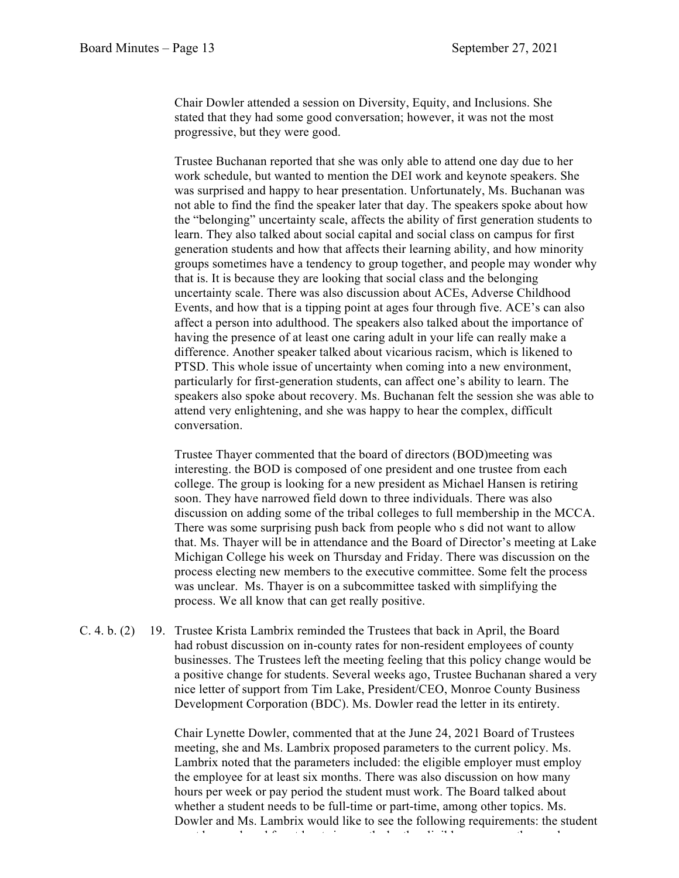Chair Dowler attended a session on Diversity, Equity, and Inclusions. She stated that they had some good conversation; however, it was not the most progressive, but they were good.

Trustee Buchanan reported that she was only able to attend one day due to her work schedule, but wanted to mention the DEI work and keynote speakers. She was surprised and happy to hear presentation. Unfortunately, Ms. Buchanan was not able to find the find the speaker later that day. The speakers spoke about how the "belonging" uncertainty scale, affects the ability of first generation students to learn. They also talked about social capital and social class on campus for first generation students and how that affects their learning ability, and how minority groups sometimes have a tendency to group together, and people may wonder why that is. It is because they are looking that social class and the belonging uncertainty scale. There was also discussion about ACEs, Adverse Childhood Events, and how that is a tipping point at ages four through five. ACE's can also affect a person into adulthood. The speakers also talked about the importance of having the presence of at least one caring adult in your life can really make a difference. Another speaker talked about vicarious racism, which is likened to PTSD. This whole issue of uncertainty when coming into a new environment, particularly for first-generation students, can affect one's ability to learn. The speakers also spoke about recovery. Ms. Buchanan felt the session she was able to attend very enlightening, and she was happy to hear the complex, difficult conversation.

Trustee Thayer commented that the board of directors (BOD)meeting was interesting. the BOD is composed of one president and one trustee from each college. The group is looking for a new president as Michael Hansen is retiring soon. They have narrowed field down to three individuals. There was also discussion on adding some of the tribal colleges to full membership in the MCCA. There was some surprising push back from people who s did not want to allow that. Ms. Thayer will be in attendance and the Board of Director's meeting at Lake Michigan College his week on Thursday and Friday. There was discussion on the process electing new members to the executive committee. Some felt the process was unclear. Ms. Thayer is on a subcommittee tasked with simplifying the process. We all know that can get really positive.

C. 4. b. (2) 19. Trustee Krista Lambrix reminded the Trustees that back in April, the Board had robust discussion on in-county rates for non-resident employees of county businesses. The Trustees left the meeting feeling that this policy change would be a positive change for students. Several weeks ago, Trustee Buchanan shared a very nice letter of support from Tim Lake, President/CEO, Monroe County Business Development Corporation (BDC). Ms. Dowler read the letter in its entirety.

Chair Lynette Dowler, commented that at the June 24, 2021 Board of Trustees meeting, she and Ms. Lambrix proposed parameters to the current policy. Ms. Lambrix noted that the parameters included: the eligible employer must employ the employee for at least six months. There was also discussion on how many hours per week or pay period the student must work. The Board talked about whether a student needs to be full-time or part-time, among other topics. Ms. Dowler and Ms. Lambrix would like to see the following requirements: the student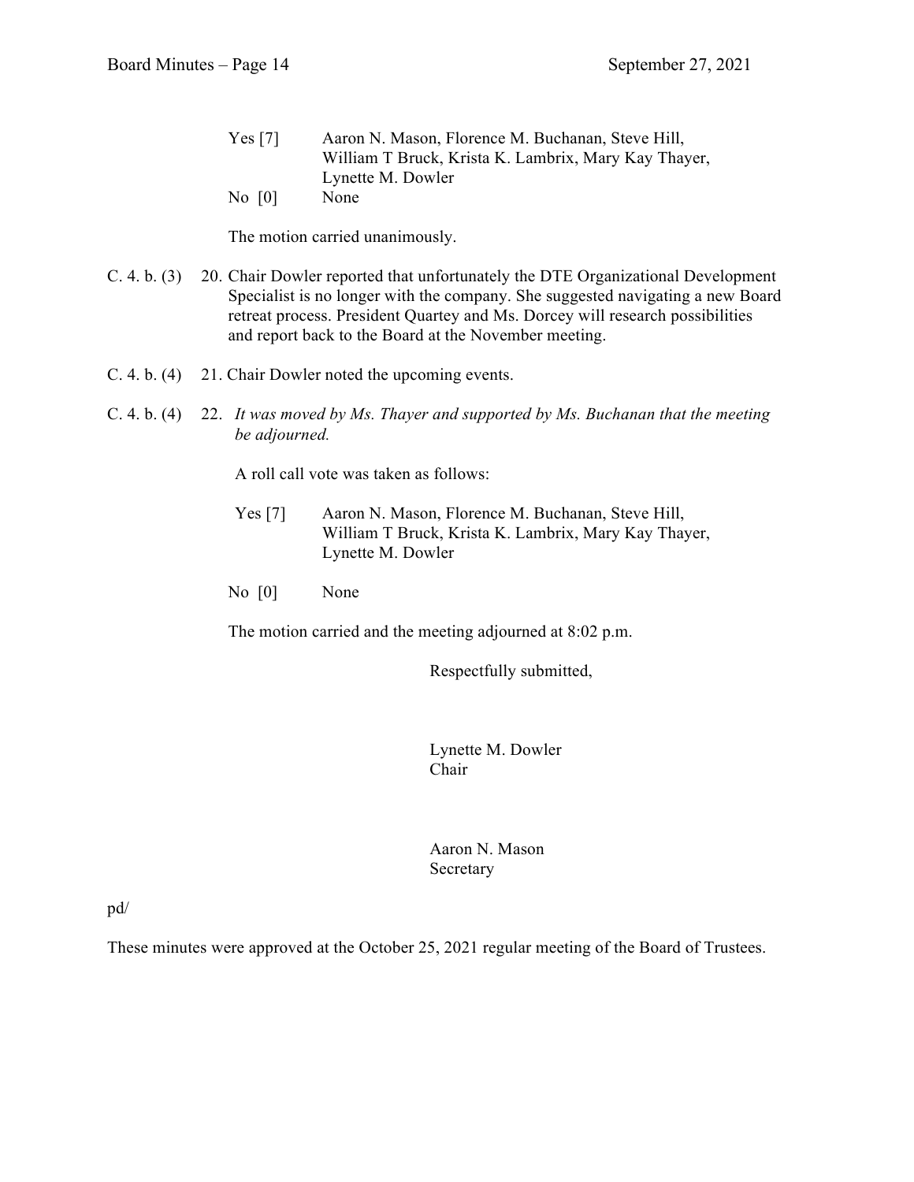Yes [7] Aaron N. Mason, Florence M. Buchanan, Steve Hill, William T Bruck, Krista K. Lambrix, Mary Kay Thayer, Lynette M. Dowler

No [0] None

The motion carried unanimously.

C. 4. b. (3) 20. Chair Dowler reported that unfortunately the DTE Organizational Development Specialist is no longer with the company. She suggested navigating a new Board retreat process. President Quartey and Ms. Dorcey will research possibilities and report back to the Board at the November meeting.

C. 4. b. (4) 21. Chair Dowler noted the upcoming events.

C. 4. b. (4) 22. *It was moved by Ms. Thayer and supported by Ms. Buchanan that the meeting be adjourned.*

A roll call vote was taken as follows:

Yes [7] Aaron N. Mason, Florence M. Buchanan, Steve Hill, William T Bruck, Krista K. Lambrix, Mary Kay Thayer, Lynette M. Dowler

No [0] None

The motion carried and the meeting adjourned at 8:02 p.m.

Respectfully submitted,

Lynette M. Dowler
Chair

Aaron N. Mason
Secretary

pd/

These minutes were approved at the October 25, 2021 regular meeting of the Board of Trustees.